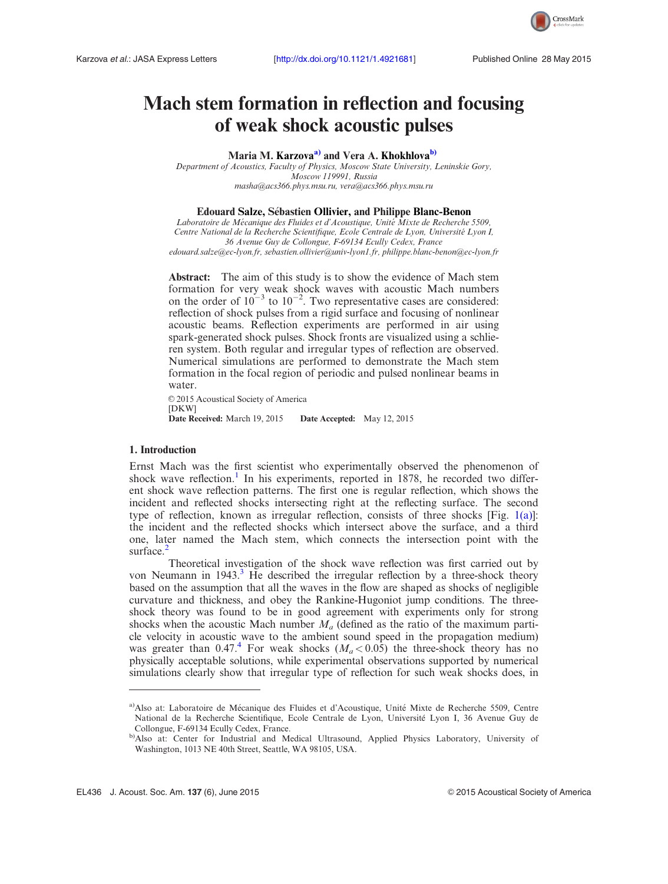# Mach stem formation in reflection and focusing of weak shock acoustic pulses

**Maria M. Karzova**[a] **and Vera A. Khokhlova**[b]

*Department of Acoustics, Faculty of Physics, Moscow State University, Leninskie Gory, Moscow 119991, Russia*
*masha@acs366.phys.msu.ru, vera@acs366.phys.msu.ru*

**Edouard Salze, Sébastien Ollivier, and Philippe Blanc-Benon**

*Laboratoire de Mécanique des Fluides et d'Acoustique, Unité Mixte de Recherche 5509, Centre National de la Recherche Scientifique, Ecole Centrale de Lyon, Université Lyon I, 36 Avenue Guy de Collongue, F-69134 Ecully Cedex, France*
*edouard.salze@ec-lyon.fr, sebastien.ollivier@univ-lyon1.fr, philippe.blanc-benon@ec-lyon.fr*

**Abstract:** The aim of this study is to show the evidence of Mach stem formation for very weak shock waves with acoustic Mach numbers on the order of $10^{-3}$ to $10^{-2}$. Two representative cases are considered: reflection of shock pulses from a rigid surface and focusing of nonlinear acoustic beams. Reflection experiments are performed in air using spark-generated shock pulses. Shock fronts are visualized using a schlieren system. Both regular and irregular types of reflection are observed. Numerical simulations are performed to demonstrate the Mach stem formation in the focal region of periodic and pulsed nonlinear beams in water.

© 2015 Acoustical Society of America
[DKW]
**Date Received:** March 19, 2015 **Date Accepted:** May 12, 2015

## 1. Introduction

Ernst Mach was the first scientist who experimentally observed the phenomenon of shock wave reflection.[1] In his experiments, reported in 1878, he recorded two different shock wave reflection patterns. The first one is regular reflection, which shows the incident and reflected shocks intersecting right at the reflecting surface. The second type of reflection, known as irregular reflection, consists of three shocks [Fig. 1(a)]: the incident and the reflected shocks which intersect above the surface, and a third one, later named the Mach stem, which connects the intersection point with the surface.[2]

Theoretical investigation of the shock wave reflection was first carried out by von Neumann in 1943.[3] He described the irregular reflection by a three-shock theory based on the assumption that all the waves in the flow are shaped as shocks of negligible curvature and thickness, and obey the Rankine-Hugoniot jump conditions. The three-shock theory was found to be in good agreement with experiments only for strong shocks when the acoustic Mach number $M_a$ (defined as the ratio of the maximum particle velocity in acoustic wave to the ambient sound speed in the propagation medium) was greater than 0.47.[4] For weak shocks ($M_a < 0.05$) the three-shock theory has no physically acceptable solutions, while experimental observations supported by numerical simulations clearly show that irregular type of reflection for such weak shocks does, in

[a]Also at: Laboratoire de Mécanique des Fluides et d'Acoustique, Unité Mixte de Recherche 5509, Centre National de la Recherche Scientifique, Ecole Centrale de Lyon, Université Lyon I, 36 Avenue Guy de Collongue, F-69134 Ecully Cedex, France.

[b]Also at: Center for Industrial and Medical Ultrasound, Applied Physics Laboratory, University of Washington, 1013 NE 40th Street, Seattle, WA 98105, USA.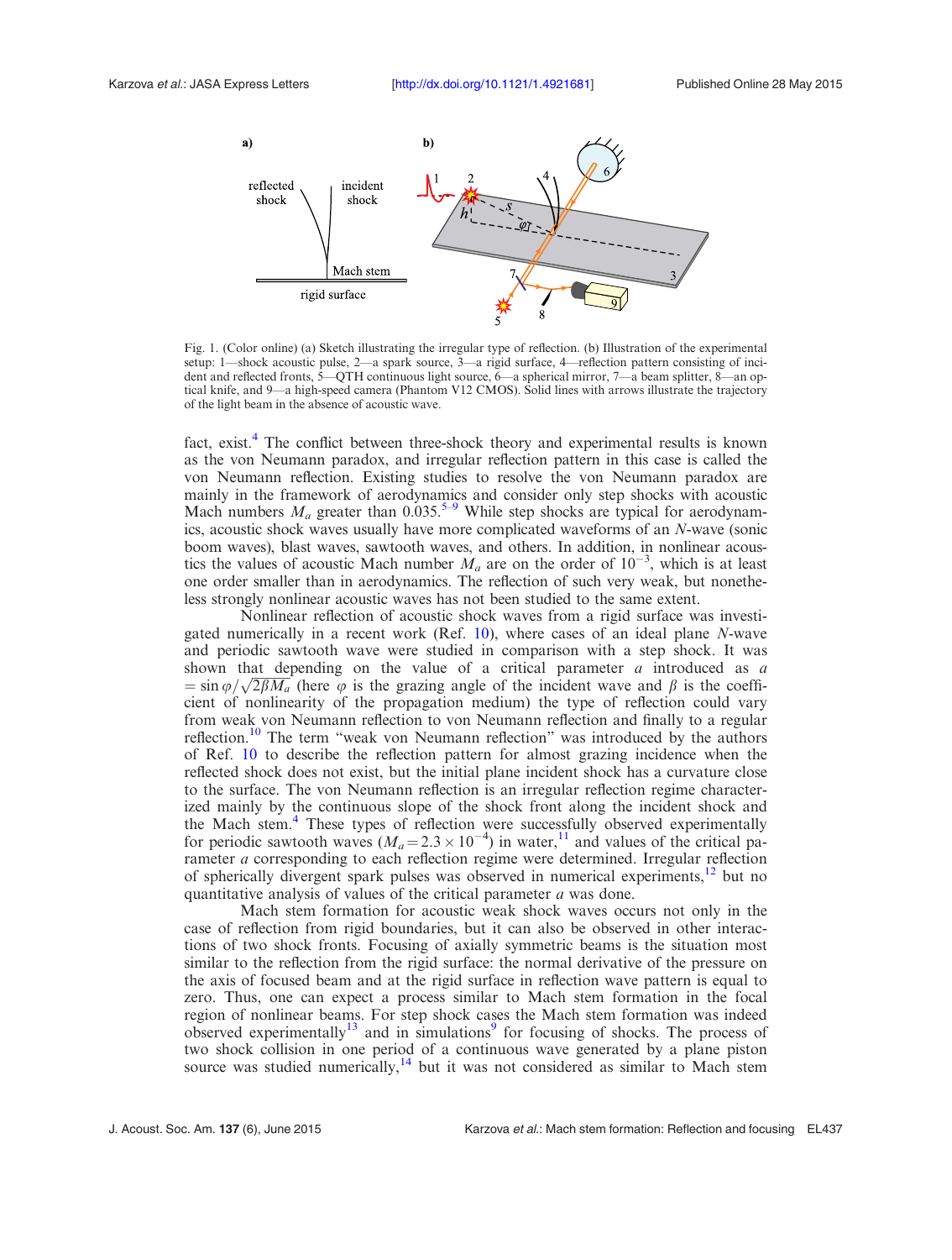Fig. 1. (Color online) (a) Sketch illustrating the irregular type of reflection. (b) Illustration of the experimental setup: 1—shock acoustic pulse, 2—a spark source, 3—a rigid surface, 4—reflection pattern consisting of incident and reflected fronts, 5—QTH continuous light source, 6—a spherical mirror, 7—a beam splitter, 8—an optical knife, and 9—a high-speed camera (Phantom V12 CMOS). Solid lines with arrows illustrate the trajectory of the light beam in the absence of acoustic wave.

fact, exist.[4] The conflict between three-shock theory and experimental results is known as the von Neumann paradox, and irregular reflection pattern in this case is called the von Neumann reflection. Existing studies to resolve the von Neumann paradox are mainly in the framework of aerodynamics and consider only step shocks with acoustic Mach numbers $M_a$ greater than 0.035.[5–9] While step shocks are typical for aerodynamics, acoustic shock waves usually have more complicated waveforms of an *N*-wave (sonic boom waves), blast waves, sawtooth waves, and others. In addition, in nonlinear acoustics the values of acoustic Mach number $M_a$ are on the order of $10^{-3}$, which is at least one order smaller than in aerodynamics. The reflection of such very weak, but nonetheless strongly nonlinear acoustic waves has not been studied to the same extent.

Nonlinear reflection of acoustic shock waves from a rigid surface was investigated numerically in a recent work (Ref. 10), where cases of an ideal plane *N*-wave and periodic sawtooth wave were studied in comparison with a step shock. It was shown that depending on the value of a critical parameter $a$ introduced as $a = \sin\varphi/\sqrt{2\beta M_a}$ (here $\varphi$ is the grazing angle of the incident wave and $\beta$ is the coefficient of nonlinearity of the propagation medium) the type of reflection could vary from weak von Neumann reflection to von Neumann reflection and finally to a regular reflection.[10] The term "weak von Neumann reflection" was introduced by the authors of Ref. 10 to describe the reflection pattern for almost grazing incidence when the reflected shock does not exist, but the initial plane incident shock has a curvature close to the surface. The von Neumann reflection is an irregular reflection regime characterized mainly by the continuous slope of the shock front along the incident shock and the Mach stem.[4] These types of reflection were successfully observed experimentally for periodic sawtooth waves ($M_a = 2.3 \times 10^{-4}$) in water,[11] and values of the critical parameter $a$ corresponding to each reflection regime were determined. Irregular reflection of spherically divergent spark pulses was observed in numerical experiments,[12] but no quantitative analysis of values of the critical parameter $a$ was done.

Mach stem formation for acoustic weak shock waves occurs not only in the case of reflection from rigid boundaries, but it can also be observed in other interactions of two shock fronts. Focusing of axially symmetric beams is the situation most similar to the reflection from the rigid surface: the normal derivative of the pressure on the axis of focused beam and at the rigid surface in reflection wave pattern is equal to zero. Thus, one can expect a process similar to Mach stem formation in the focal region of nonlinear beams. For step shock cases the Mach stem formation was indeed observed experimentally[13] and in simulations[9] for focusing of shocks. The process of two shock collision in one period of a continuous wave generated by a plane piston source was studied numerically,[14] but it was not considered as similar to Mach stem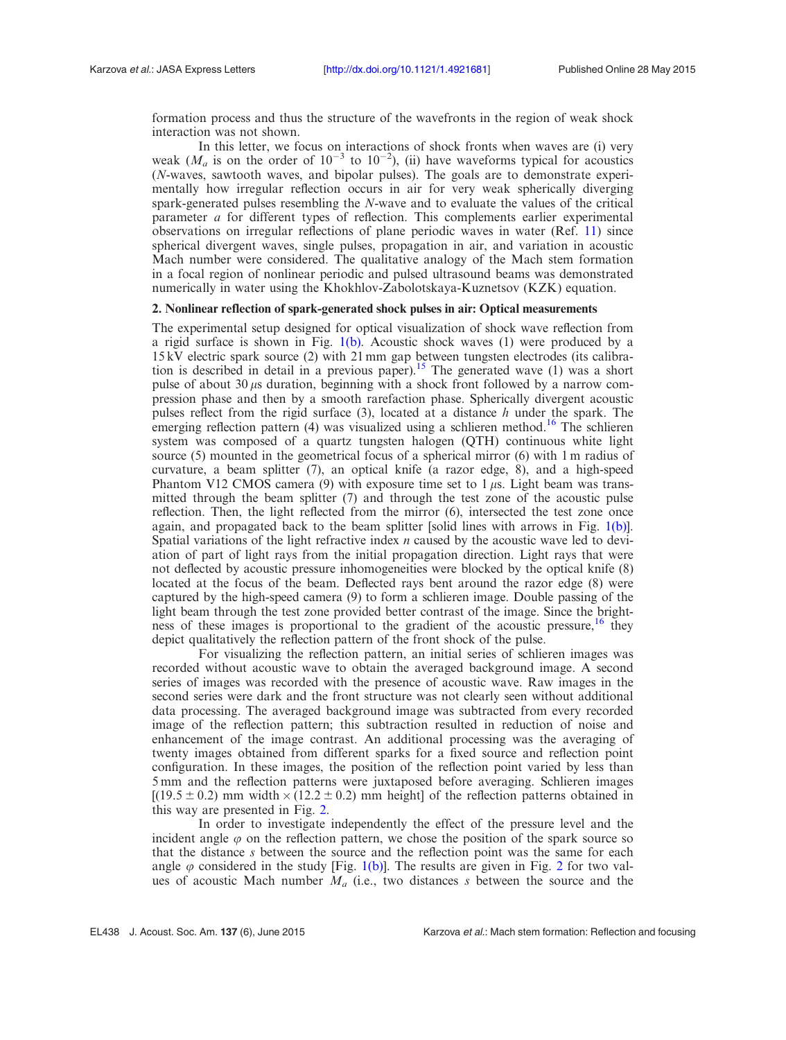formation process and thus the structure of the wavefronts in the region of weak shock interaction was not shown.

In this letter, we focus on interactions of shock fronts when waves are (i) very weak ($M_a$ is on the order of $10^{-3}$ to $10^{-2}$), (ii) have waveforms typical for acoustics (*N*-waves, sawtooth waves, and bipolar pulses). The goals are to demonstrate experimentally how irregular reflection occurs in air for very weak spherically diverging spark-generated pulses resembling the *N*-wave and to evaluate the values of the critical parameter *a* for different types of reflection. This complements earlier experimental observations on irregular reflections of plane periodic waves in water (Ref. 11) since spherical divergent waves, single pulses, propagation in air, and variation in acoustic Mach number were considered. The qualitative analogy of the Mach stem formation in a focal region of nonlinear periodic and pulsed ultrasound beams was demonstrated numerically in water using the Khokhlov-Zabolotskaya-Kuznetsov (KZK) equation.

## 2. Nonlinear reflection of spark-generated shock pulses in air: Optical measurements

The experimental setup designed for optical visualization of shock wave reflection from a rigid surface is shown in Fig. 1(b). Acoustic shock waves (1) were produced by a 15 kV electric spark source (2) with 21 mm gap between tungsten electrodes (its calibration is described in detail in a previous paper).[15] The generated wave (1) was a short pulse of about 30 $\mu$s duration, beginning with a shock front followed by a narrow compression phase and then by a smooth rarefaction phase. Spherically divergent acoustic pulses reflect from the rigid surface (3), located at a distance *h* under the spark. The emerging reflection pattern (4) was visualized using a schlieren method.[16] The schlieren system was composed of a quartz tungsten halogen (QTH) continuous white light source (5) mounted in the geometrical focus of a spherical mirror (6) with 1 m radius of curvature, a beam splitter (7), an optical knife (a razor edge, 8), and a high-speed Phantom V12 CMOS camera (9) with exposure time set to 1 $\mu$s. Light beam was transmitted through the beam splitter (7) and through the test zone of the acoustic pulse reflection. Then, the light reflected from the mirror (6), intersected the test zone once again, and propagated back to the beam splitter [solid lines with arrows in Fig. 1(b)]. Spatial variations of the light refractive index *n* caused by the acoustic wave led to deviation of part of light rays from the initial propagation direction. Light rays that were not deflected by acoustic pressure inhomogeneities were blocked by the optical knife (8) located at the focus of the beam. Deflected rays bent around the razor edge (8) were captured by the high-speed camera (9) to form a schlieren image. Double passing of the light beam through the test zone provided better contrast of the image. Since the brightness of these images is proportional to the gradient of the acoustic pressure,[16] they depict qualitatively the reflection pattern of the front shock of the pulse.

For visualizing the reflection pattern, an initial series of schlieren images was recorded without acoustic wave to obtain the averaged background image. A second series of images was recorded with the presence of acoustic wave. Raw images in the second series were dark and the front structure was not clearly seen without additional data processing. The averaged background image was subtracted from every recorded image of the reflection pattern; this subtraction resulted in reduction of noise and enhancement of the image contrast. An additional processing was the averaging of twenty images obtained from different sparks for a fixed source and reflection point configuration. In these images, the position of the reflection point varied by less than 5 mm and the reflection patterns were juxtaposed before averaging. Schlieren images [$(19.5 \pm 0.2)$ mm width $\times$ $(12.2 \pm 0.2)$ mm height] of the reflection patterns obtained in this way are presented in Fig. 2.

In order to investigate independently the effect of the pressure level and the incident angle $\varphi$ on the reflection pattern, we chose the position of the spark source so that the distance *s* between the source and the reflection point was the same for each angle $\varphi$ considered in the study [Fig. 1(b)]. The results are given in Fig. 2 for two values of acoustic Mach number $M_a$ (i.e., two distances *s* between the source and the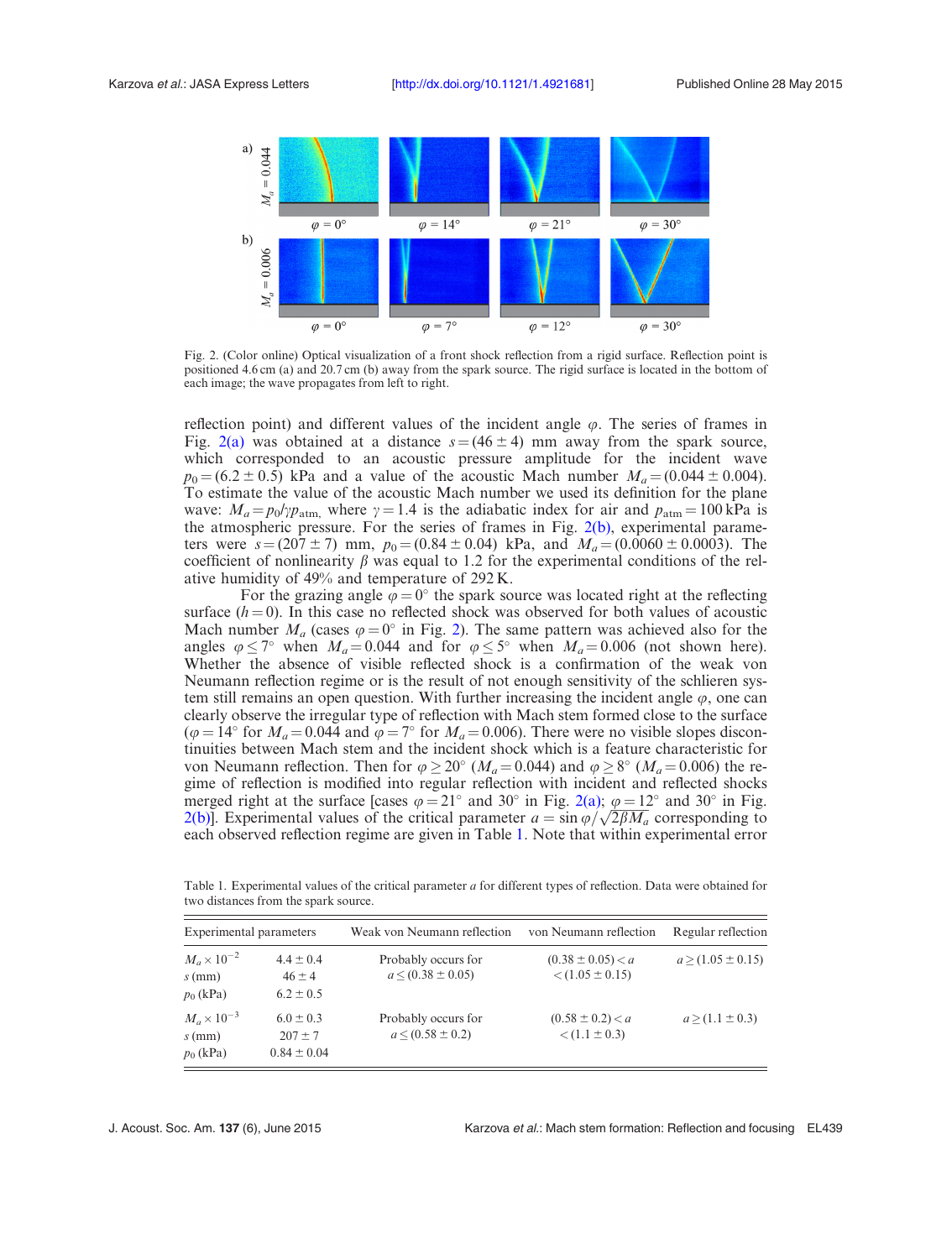Fig. 2. (Color online) Optical visualization of a front shock reflection from a rigid surface. Reflection point is positioned 4.6 cm (a) and 20.7 cm (b) away from the spark source. The rigid surface is located in the bottom of each image; the wave propagates from left to right.

reflection point) and different values of the incident angle $\varphi$. The series of frames in Fig. 2(a) was obtained at a distance $s = (46 \pm 4)$ mm away from the spark source, which corresponded to an acoustic pressure amplitude for the incident wave $p_0 = (6.2 \pm 0.5)$ kPa and a value of the acoustic Mach number $M_a = (0.044 \pm 0.004)$. To estimate the value of the acoustic Mach number we used its definition for the plane wave: $M_a = p_0/\gamma p_{\text{atm}}$, where $\gamma = 1.4$ is the adiabatic index for air and $p_{\text{atm}} = 100$ kPa is the atmospheric pressure. For the series of frames in Fig. 2(b), experimental parameters were $s = (207 \pm 7)$ mm, $p_0 = (0.84 \pm 0.04)$ kPa, and $M_a = (0.0060 \pm 0.0003)$. The coefficient of nonlinearity $\beta$ was equal to 1.2 for the experimental conditions of the relative humidity of 49% and temperature of 292 K.

For the grazing angle $\varphi = 0°$ the spark source was located right at the reflecting surface ($h = 0$). In this case no reflected shock was observed for both values of acoustic Mach number $M_a$ (cases $\varphi = 0°$ in Fig. 2). The same pattern was achieved also for the angles $\varphi \leq 7°$ when $M_a = 0.044$ and for $\varphi \leq 5°$ when $M_a = 0.006$ (not shown here). Whether the absence of visible reflected shock is a confirmation of the weak von Neumann reflection regime or is the result of not enough sensitivity of the schlieren system still remains an open question. With further increasing the incident angle $\varphi$, one can clearly observe the irregular type of reflection with Mach stem formed close to the surface ($\varphi = 14°$ for $M_a = 0.044$ and $\varphi = 7°$ for $M_a = 0.006$). There were no visible slopes discontinuities between Mach stem and the incident shock which is a feature characteristic for von Neumann reflection. Then for $\varphi \geq 20°$ ($M_a = 0.044$) and $\varphi \geq 8°$ ($M_a = 0.006$) the regime of reflection is modified into regular reflection with incident and reflected shocks merged right at the surface [cases $\varphi = 21°$ and 30° in Fig. 2(a); $\varphi = 12°$ and 30° in Fig. 2(b)]. Experimental values of the critical parameter $a = \sin\varphi/\sqrt{2\beta M_a}$ corresponding to each observed reflection regime are given in Table 1. Note that within experimental error

Table 1. Experimental values of the critical parameter $a$ for different types of reflection. Data were obtained for two distances from the spark source.

| Experimental parameters | | Weak von Neumann reflection | von Neumann reflection | Regular reflection |
|---|---|---|---|---|
| $M_a \times 10^{-2}$ <br> $s$ (mm) <br> $p_0$ (kPa) | $4.4 \pm 0.4$ <br> $46 \pm 4$ <br> $6.2 \pm 0.5$ | Probably occurs for $a \leq (0.38 \pm 0.05)$ | $(0.38 \pm 0.05) < a < (1.05 \pm 0.15)$ | $a \geq (1.05 \pm 0.15)$ |
| $M_a \times 10^{-3}$ <br> $s$ (mm) <br> $p_0$ (kPa) | $6.0 \pm 0.3$ <br> $207 \pm 7$ <br> $0.84 \pm 0.04$ | Probably occurs for $a \leq (0.58 \pm 0.2)$ | $(0.58 \pm 0.2) < a < (1.1 \pm 0.3)$ | $a \geq (1.1 \pm 0.3)$ |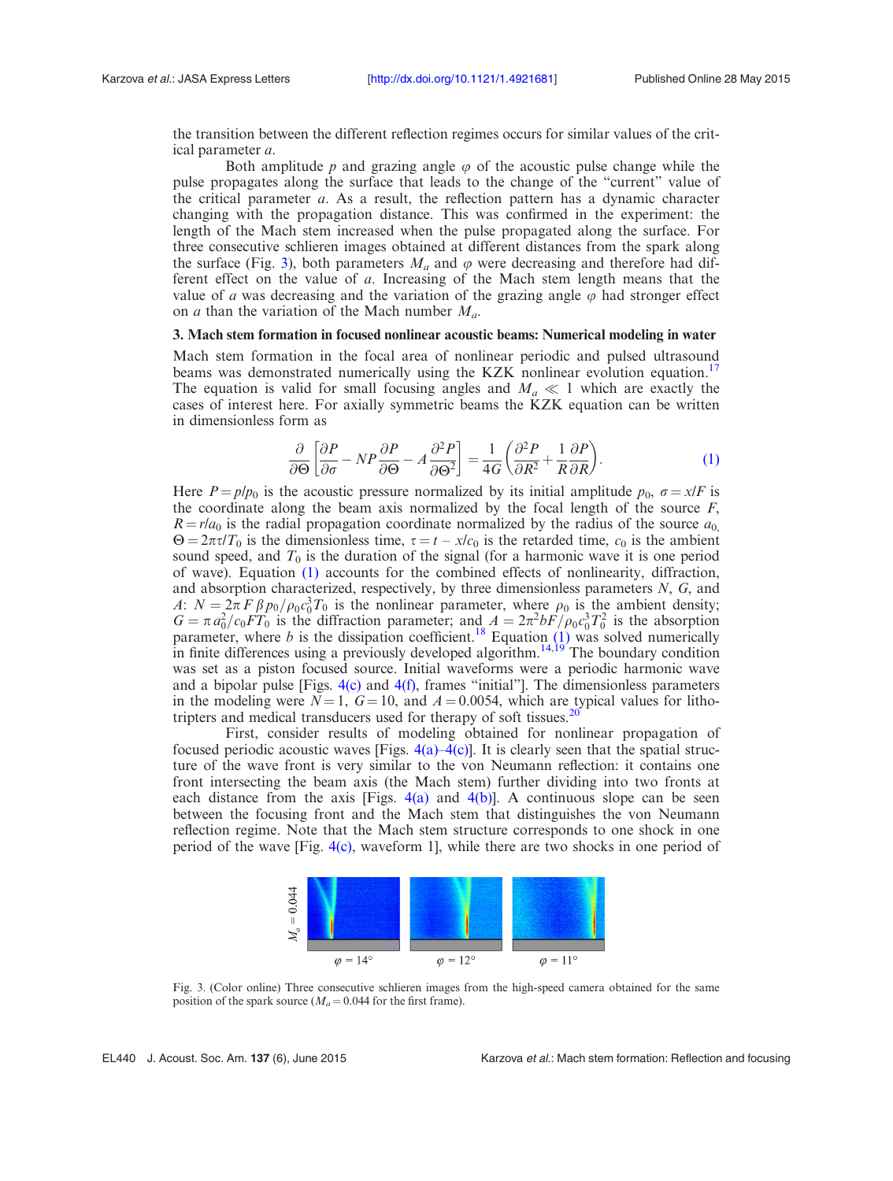the transition between the different reflection regimes occurs for similar values of the critical parameter $a$.

Both amplitude $p$ and grazing angle $\varphi$ of the acoustic pulse change while the pulse propagates along the surface that leads to the change of the "current" value of the critical parameter $a$. As a result, the reflection pattern has a dynamic character changing with the propagation distance. This was confirmed in the experiment: the length of the Mach stem increased when the pulse propagated along the surface. For three consecutive schlieren images obtained at different distances from the spark along the surface (Fig. 3), both parameters $M_a$ and $\varphi$ were decreasing and therefore had different effect on the value of $a$. Increasing of the Mach stem length means that the value of $a$ was decreasing and the variation of the grazing angle $\varphi$ had stronger effect on $a$ than the variation of the Mach number $M_a$.

## 3. Mach stem formation in focused nonlinear acoustic beams: Numerical modeling in water

Mach stem formation in the focal area of nonlinear periodic and pulsed ultrasound beams was demonstrated numerically using the KZK nonlinear evolution equation.[17] The equation is valid for small focusing angles and $M_a \ll 1$ which are exactly the cases of interest here. For axially symmetric beams the KZK equation can be written in dimensionless form as

$$\frac{\partial}{\partial \Theta}\left[\frac{\partial P}{\partial \sigma} - NP\frac{\partial P}{\partial \Theta} - A\frac{\partial^2 P}{\partial \Theta^2}\right] = \frac{1}{4G}\left(\frac{\partial^2 P}{\partial R^2} + \frac{1}{R}\frac{\partial P}{\partial R}\right). \tag{1}$$

Here $P = p/p_0$ is the acoustic pressure normalized by its initial amplitude $p_0$, $\sigma = x/F$ is the coordinate along the beam axis normalized by the focal length of the source $F$, $R = r/a_0$ is the radial propagation coordinate normalized by the radius of the source $a_0$, $\Theta = 2\pi\tau/T_0$ is the dimensionless time, $\tau = t - x/c_0$ is the retarded time, $c_0$ is the ambient sound speed, and $T_0$ is the duration of the signal (for a harmonic wave it is one period of wave). Equation (1) accounts for the combined effects of nonlinearity, diffraction, and absorption characterized, respectively, by three dimensionless parameters $N$, $G$, and $A$: $N = 2\pi F \beta p_0/\rho_0 c_0^3 T_0$ is the nonlinear parameter, where $\rho_0$ is the ambient density; $G = \pi a_0^2/c_0 F T_0$ is the diffraction parameter; and $A = 2\pi^2 b F/\rho_0 c_0^3 T_0^2$ is the absorption parameter, where $b$ is the dissipation coefficient.[18] Equation (1) was solved numerically in finite differences using a previously developed algorithm.[14,19] The boundary condition was set as a piston focused source. Initial waveforms were a periodic harmonic wave and a bipolar pulse [Figs. 4(c) and 4(f), frames "initial"]. The dimensionless parameters in the modeling were $N = 1$, $G = 10$, and $A = 0.0054$, which are typical values for lithotripters and medical transducers used for therapy of soft tissues.[20]

First, consider results of modeling obtained for nonlinear propagation of focused periodic acoustic waves [Figs. 4(a)–4(c)]. It is clearly seen that the spatial structure of the wave front is very similar to the von Neumann reflection: it contains one front intersecting the beam axis (the Mach stem) further dividing into two fronts at each distance from the axis [Figs. 4(a) and 4(b)]. A continuous slope can be seen between the focusing front and the Mach stem that distinguishes the von Neumann reflection regime. Note that the Mach stem structure corresponds to one shock in one period of the wave [Fig. 4(c), waveform 1], while there are two shocks in one period of

Fig. 3. (Color online) Three consecutive schlieren images from the high-speed camera obtained for the same position of the spark source ($M_a = 0.044$ for the first frame).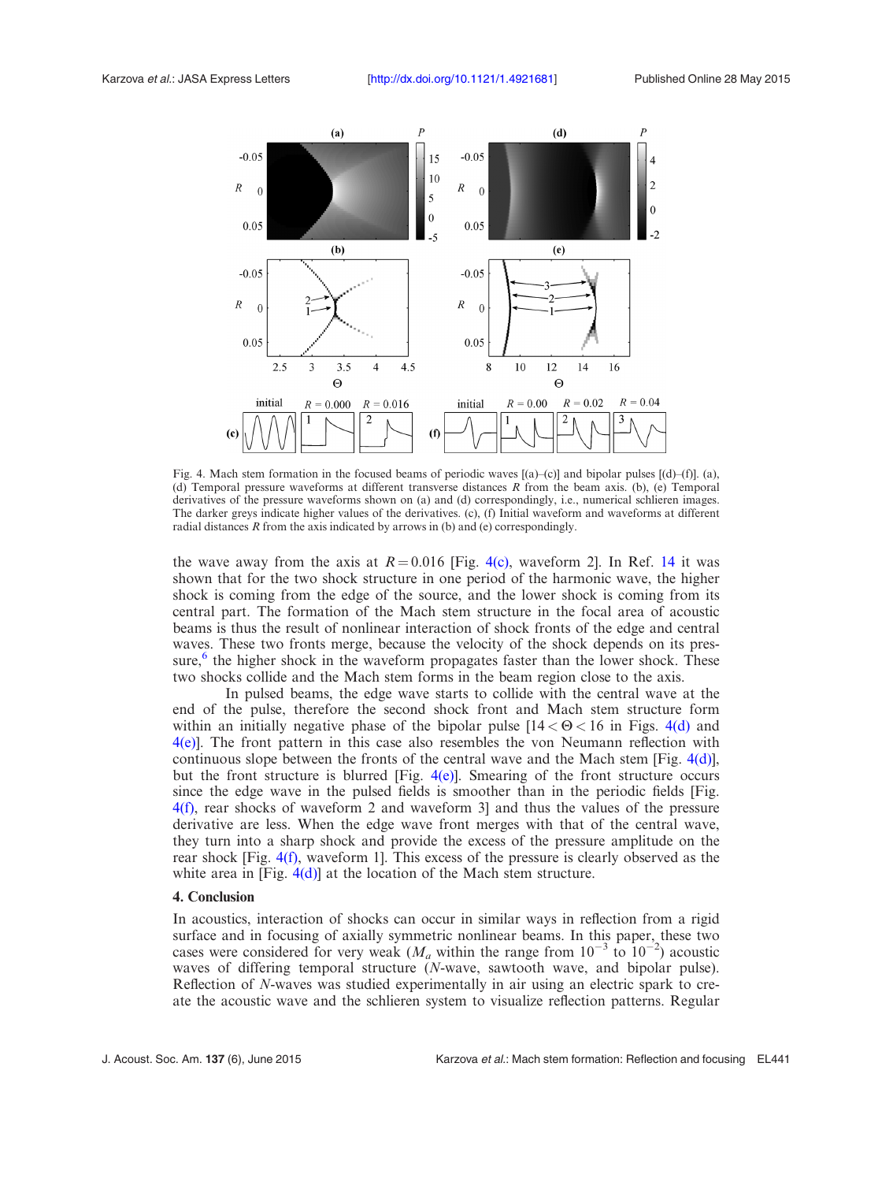Fig. 4. Mach stem formation in the focused beams of periodic waves [(a)–(c)] and bipolar pulses [(d)–(f)]. (a), (d) Temporal pressure waveforms at different transverse distances $R$ from the beam axis. (b), (e) Temporal derivatives of the pressure waveforms shown on (a) and (d) correspondingly, i.e., numerical schlieren images. The darker greys indicate higher values of the derivatives. (c), (f) Initial waveform and waveforms at different radial distances $R$ from the axis indicated by arrows in (b) and (e) correspondingly.

the wave away from the axis at $R = 0.016$ [Fig. 4(c), waveform 2]. In Ref. 14 it was shown that for the two shock structure in one period of the harmonic wave, the higher shock is coming from the edge of the source, and the lower shock is coming from its central part. The formation of the Mach stem structure in the focal area of acoustic beams is thus the result of nonlinear interaction of shock fronts of the edge and central waves. These two fronts merge, because the velocity of the shock depends on its pressure,[6] the higher shock in the waveform propagates faster than the lower shock. These two shocks collide and the Mach stem forms in the beam region close to the axis.

In pulsed beams, the edge wave starts to collide with the central wave at the end of the pulse, therefore the second shock front and Mach stem structure form within an initially negative phase of the bipolar pulse [$14 < \Theta < 16$ in Figs. 4(d) and 4(e)]. The front pattern in this case also resembles the von Neumann reflection with continuous slope between the fronts of the central wave and the Mach stem [Fig. 4(d)], but the front structure is blurred [Fig. 4(e)]. Smearing of the front structure occurs since the edge wave in the pulsed fields is smoother than in the periodic fields [Fig. 4(f), rear shocks of waveform 2 and waveform 3] and thus the values of the pressure derivative are less. When the edge wave front merges with that of the central wave, they turn into a sharp shock and provide the excess of the pressure amplitude on the rear shock [Fig. 4(f), waveform 1]. This excess of the pressure is clearly observed as the white area in [Fig. 4(d)] at the location of the Mach stem structure.

## 4. Conclusion

In acoustics, interaction of shocks can occur in similar ways in reflection from a rigid surface and in focusing of axially symmetric nonlinear beams. In this paper, these two cases were considered for very weak ($M_a$ within the range from $10^{-3}$ to $10^{-2}$) acoustic waves of differing temporal structure ($N$-wave, sawtooth wave, and bipolar pulse). Reflection of $N$-waves was studied experimentally in air using an electric spark to create the acoustic wave and the schlieren system to visualize reflection patterns. Regular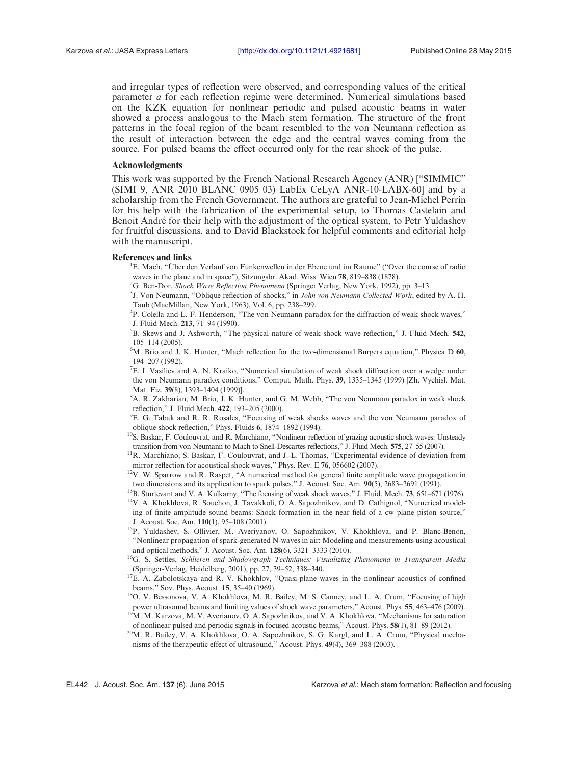and irregular types of reflection were observed, and corresponding values of the critical parameter $a$ for each reflection regime were determined. Numerical simulations based on the KZK equation for nonlinear periodic and pulsed acoustic beams in water showed a process analogous to the Mach stem formation. The structure of the front patterns in the focal region of the beam resembled to the von Neumann reflection as the result of interaction between the edge and the central waves coming from the source. For pulsed beams the effect occurred only for the rear shock of the pulse.

## Acknowledgments

This work was supported by the French National Research Agency (ANR) ["SIMMIC" (SIMI 9, ANR 2010 BLANC 0905 03) LabEx CeLyA ANR-10-LABX-60] and by a scholarship from the French Government. The authors are grateful to Jean-Michel Perrin for his help with the fabrication of the experimental setup, to Thomas Castelain and Benoît André for their help with the adjustment of the optical system, to Petr Yuldashev for fruitful discussions, and to David Blackstock for helpful comments and editorial help with the manuscript.

## References and links

[1] E. Mach, "Über den Verlauf von Funkenwellen in der Ebene und im Raume" ("Over the course of radio waves in the plane and in space"), Sitzungsbr. Akad. Wiss. Wien **78**, 819–838 (1878).

[2] G. Ben-Dor, *Shock Wave Reflection Phenomena* (Springer Verlag, New York, 1992), pp. 3–13.

[3] J. Von Neumann, "Oblique reflection of shocks," in *John von Neumann Collected Work*, edited by A. H. Taub (MacMillan, New York, 1963), Vol. 6, pp. 238–299.

[4] P. Colella and L. F. Henderson, "The von Neumann paradox for the diffraction of weak shock waves," J. Fluid Mech. **213**, 71–94 (1990).

[5] B. Skews and J. Ashworth, "The physical nature of weak shock wave reflection," J. Fluid Mech. **542**, 105–114 (2005).

[6] M. Brio and J. K. Hunter, "Mach reflection for the two-dimensional Burgers equation," Physica D **60**, 194–207 (1992).

[7] E. I. Vasiliev and A. N. Kraiko, "Numerical simulation of weak shock diffraction over a wedge under the von Neumann paradox conditions," Comput. Math. Phys. **39**, 1335–1345 (1999) [Zh. Vychisl. Mat. Mat. Fiz. **39**(8), 1393–1404 (1999)].

[8] A. R. Zakharian, M. Brio, J. K. Hunter, and G. M. Webb, "The von Neumann paradox in weak shock reflection," J. Fluid Mech. **422**, 193–205 (2000).

[9] E. G. Tabak and R. R. Rosales, "Focusing of weak shocks waves and the von Neumann paradox of oblique shock reflection," Phys. Fluids **6**, 1874–1892 (1994).

[10] S. Baskar, F. Coulouvrat, and R. Marchiano, "Nonlinear reflection of grazing acoustic shock waves: Unsteady transition from von Neumann to Mach to Snell-Descartes reflections," J. Fluid Mech. **575**, 27–55 (2007).

[11] R. Marchiano, S. Baskar, F. Coulouvrat, and J.-L. Thomas, "Experimental evidence of deviation from mirror reflection for acoustical shock waves," Phys. Rev. E **76**, 056602 (2007).

[12] V. W. Sparrow and R. Raspet, "A numerical method for general finite amplitude wave propagation in two dimensions and its application to spark pulses," J. Acoust. Soc. Am. **90**(5), 2683–2691 (1991).

[13] B. Sturtevant and V. A. Kulkarny, "The focusing of weak shock waves," J. Fluid. Mech. **73**, 651–671 (1976).

[14] V. A. Khokhlova, R. Souchon, J. Tavakkoli, O. A. Sapozhnikov, and D. Cathignol, "Numerical modeling of finite amplitude sound beams: Shock formation in the near field of a cw plane piston source," J. Acoust. Soc. Am. **110**(1), 95–108 (2001).

[15] P. Yuldashev, S. Ollivier, M. Averiyanov, O. Sapozhnikov, V. Khokhlova, and P. Blanc-Benon, "Nonlinear propagation of spark-generated N-waves in air: Modeling and measurements using acoustical and optical methods," J. Acoust. Soc. Am. **128**(6), 3321–3333 (2010).

[16] G. S. Settles, *Schlieren and Shadowgraph Techniques: Visualizing Phenomena in Transparent Media* (Springer-Verlag, Heidelberg, 2001), pp. 27, 39–52, 338–340.

[17] E. A. Zabolotskaya and R. V. Khokhlov, "Quasi-plane waves in the nonlinear acoustics of confined beams," Sov. Phys. Acoust. **15**, 35–40 (1969).

[18] O. V. Bessonova, V. A. Khokhlova, M. R. Bailey, M. S. Canney, and L. A. Crum, "Focusing of high power ultrasound beams and limiting values of shock wave parameters," Acoust. Phys. **55**, 463–476 (2009).

[19] M. M. Karzova, M. V. Averianov, O. A. Sapozhnikov, and V. A. Khokhlova, "Mechanisms for saturation of nonlinear pulsed and periodic signals in focused acoustic beams," Acoust. Phys. **58**(1), 81–89 (2012).

[20] M. R. Bailey, V. A. Khokhlova, O. A. Sapozhnikov, S. G. Kargl, and L. A. Crum, "Physical mechanisms of the therapeutic effect of ultrasound," Acoust. Phys. **49**(4), 369–388 (2003).